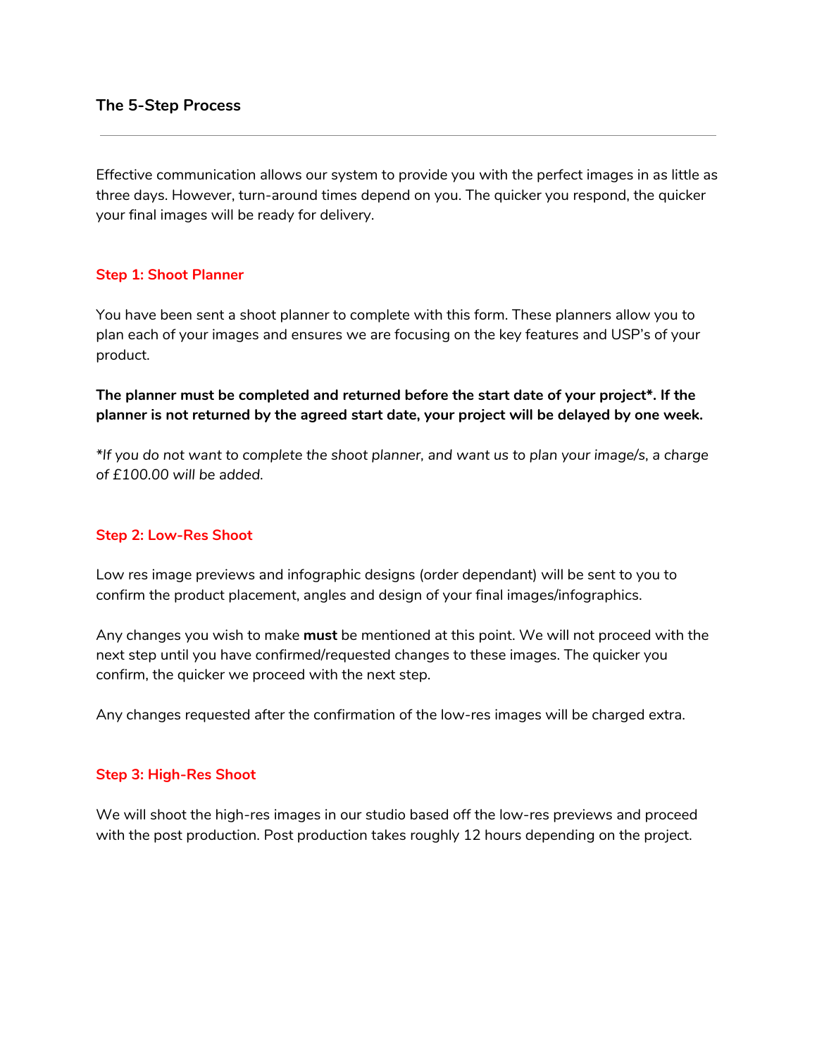## The 5-Step Process

---

Effective communication allows our system to provide you with the perfect images in as little as three days. However, turn-around times depend on you. The quicker you respond, the quicker your final images will be ready for delivery.

### Step 1: Shoot Planner

You have been sent a shoot planner to complete with this form. These planners allow you to plan each of your images and ensures we are focusing on the key features and USP's of your product.

**The planner must be completed and returned before the start date of your project*. If the planner is not returned by the agreed start date, your project will be delayed by one week.**

*\*If you do not want to complete the shoot planner, and want us to plan your image/s, a charge of £100.00 will be added.*

### Step 2: Low-Res Shoot

Low res image previews and infographic designs (order dependant) will be sent to you to confirm the product placement, angles and design of your final images/infographics.

Any changes you wish to make **must** be mentioned at this point. We will not proceed with the next step until you have confirmed/requested changes to these images. The quicker you confirm, the quicker we proceed with the next step.

Any changes requested after the confirmation of the low-res images will be charged extra.

### Step 3: High-Res Shoot

We will shoot the high-res images in our studio based off the low-res previews and proceed with the post production. Post production takes roughly 12 hours depending on the project.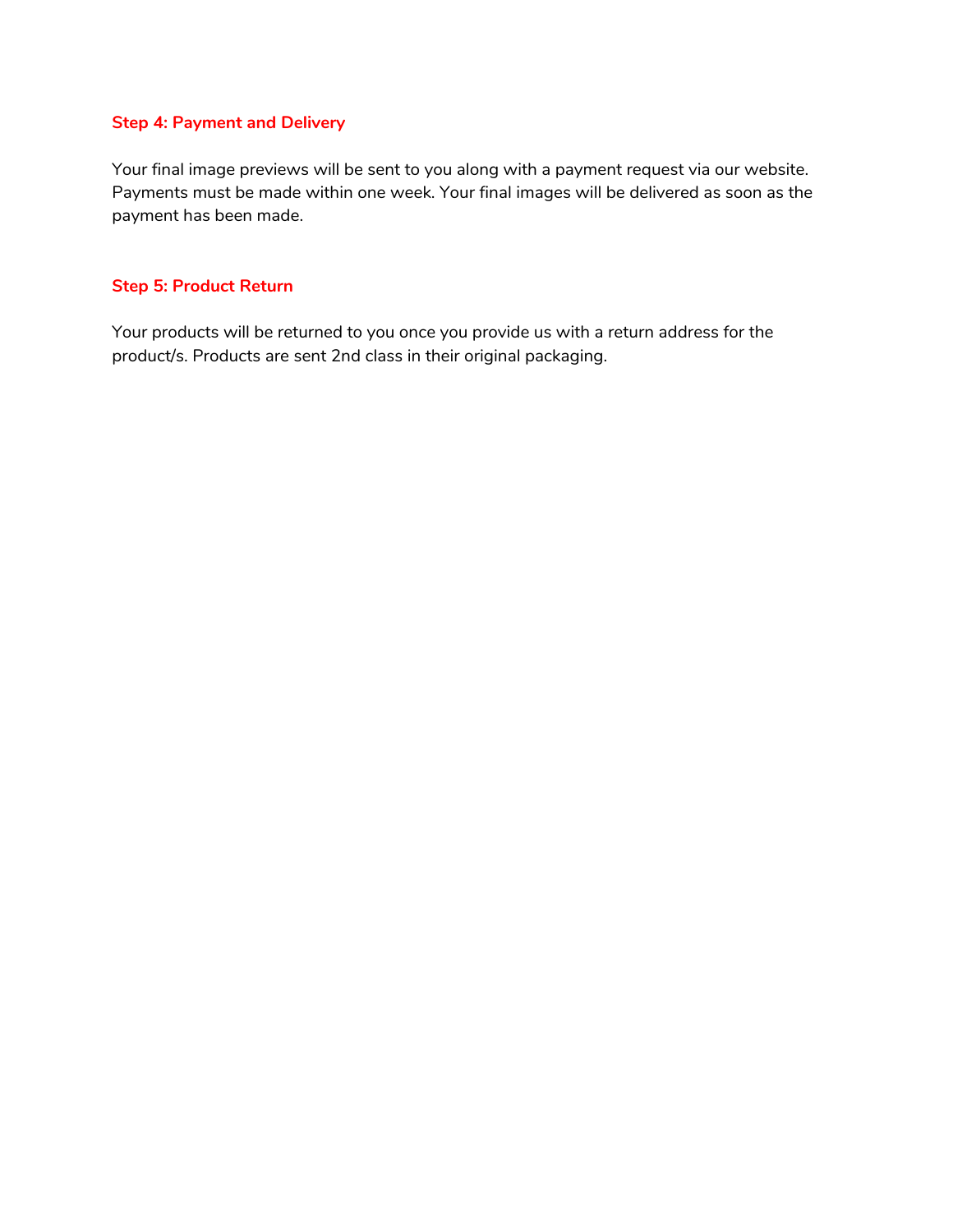### Step 4: Payment and Delivery

Your final image previews will be sent to you along with a payment request via our website. Payments must be made within one week. Your final images will be delivered as soon as the payment has been made.

### Step 5: Product Return

Your products will be returned to you once you provide us with a return address for the product/s. Products are sent 2nd class in their original packaging.